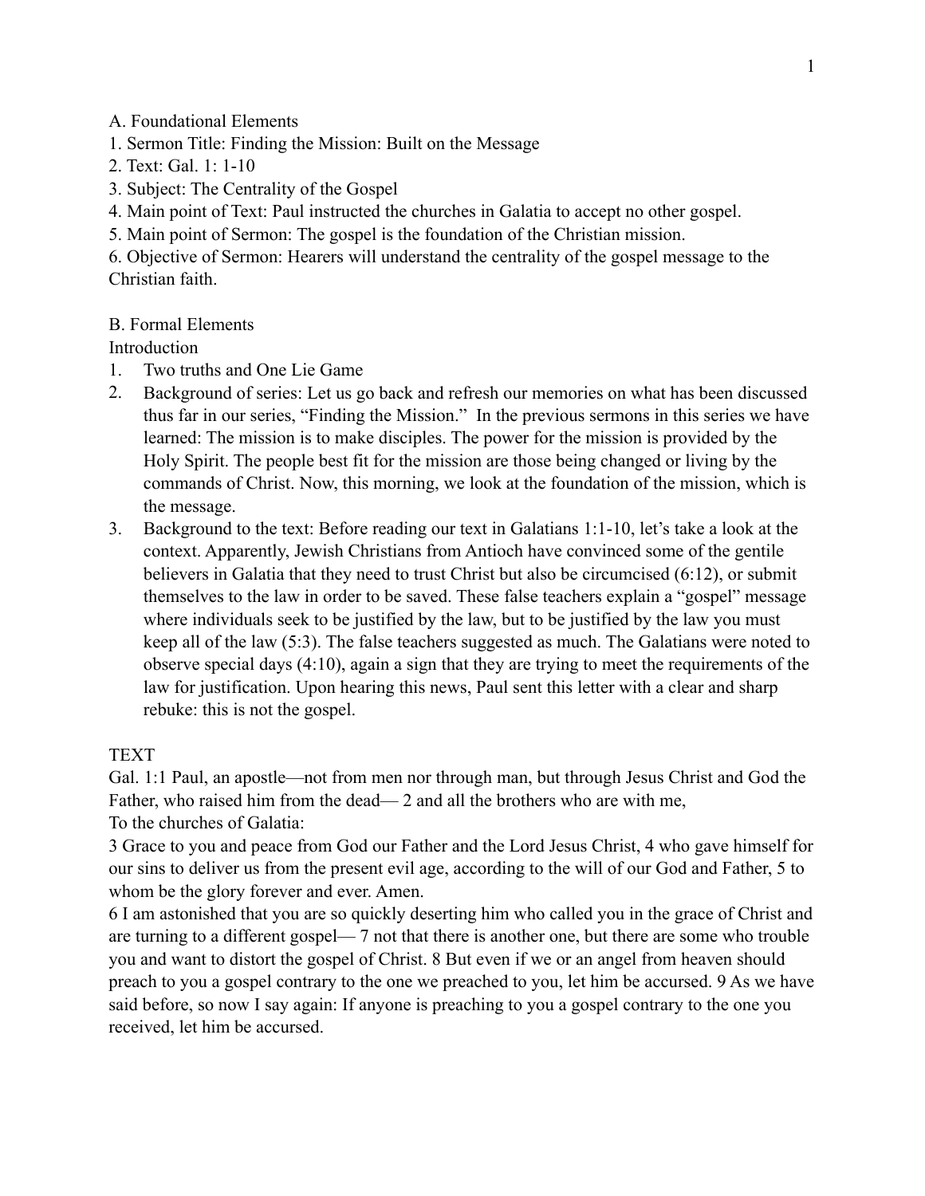A. Foundational Elements

1. Sermon Title: Finding the Mission: Built on the Message
2. Text: Gal. 1: 1-10
3. Subject: The Centrality of the Gospel
4. Main point of Text: Paul instructed the churches in Galatia to accept no other gospel.
5. Main point of Sermon: The gospel is the foundation of the Christian mission.
6. Objective of Sermon: Hearers will understand the centrality of the gospel message to the Christian faith.

B. Formal Elements

Introduction

1. Two truths and One Lie Game
2. Background of series: Let us go back and refresh our memories on what has been discussed thus far in our series, "Finding the Mission." In the previous sermons in this series we have learned: The mission is to make disciples. The power for the mission is provided by the Holy Spirit. The people best fit for the mission are those being changed or living by the commands of Christ. Now, this morning, we look at the foundation of the mission, which is the message.
3. Background to the text: Before reading our text in Galatians 1:1-10, let's take a look at the context. Apparently, Jewish Christians from Antioch have convinced some of the gentile believers in Galatia that they need to trust Christ but also be circumcised (6:12), or submit themselves to the law in order to be saved. These false teachers explain a "gospel" message where individuals seek to be justified by the law, but to be justified by the law you must keep all of the law (5:3). The false teachers suggested as much. The Galatians were noted to observe special days (4:10), again a sign that they are trying to meet the requirements of the law for justification. Upon hearing this news, Paul sent this letter with a clear and sharp rebuke: this is not the gospel.

TEXT

Gal. 1:1 Paul, an apostle—not from men nor through man, but through Jesus Christ and God the Father, who raised him from the dead— 2 and all the brothers who are with me,
To the churches of Galatia:
3 Grace to you and peace from God our Father and the Lord Jesus Christ, 4 who gave himself for our sins to deliver us from the present evil age, according to the will of our God and Father, 5 to whom be the glory forever and ever. Amen.
6 I am astonished that you are so quickly deserting him who called you in the grace of Christ and are turning to a different gospel— 7 not that there is another one, but there are some who trouble you and want to distort the gospel of Christ. 8 But even if we or an angel from heaven should preach to you a gospel contrary to the one we preached to you, let him be accursed. 9 As we have said before, so now I say again: If anyone is preaching to you a gospel contrary to the one you received, let him be accursed.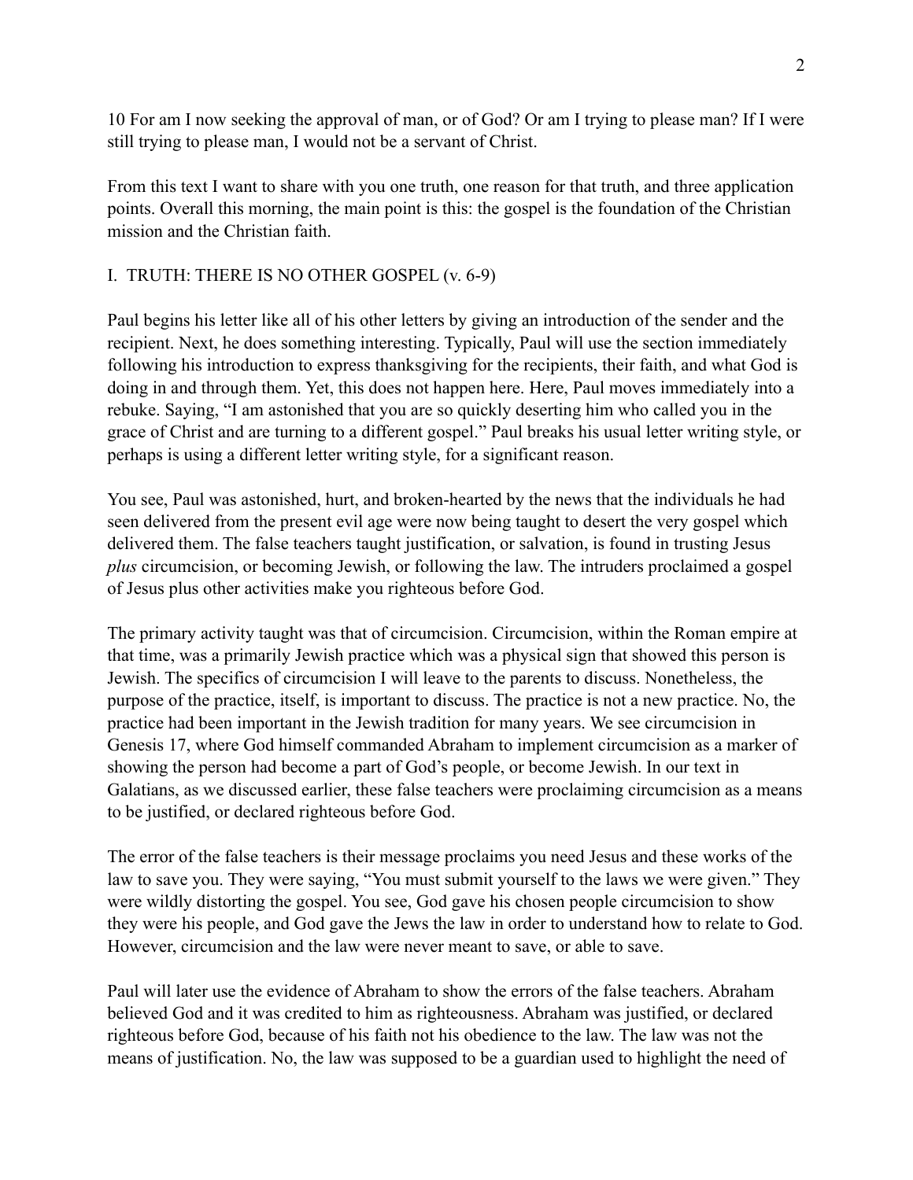10 For am I now seeking the approval of man, or of God? Or am I trying to please man? If I were still trying to please man, I would not be a servant of Christ.

From this text I want to share with you one truth, one reason for that truth, and three application points. Overall this morning, the main point is this: the gospel is the foundation of the Christian mission and the Christian faith.

## I. TRUTH: THERE IS NO OTHER GOSPEL (v. 6-9)

Paul begins his letter like all of his other letters by giving an introduction of the sender and the recipient. Next, he does something interesting. Typically, Paul will use the section immediately following his introduction to express thanksgiving for the recipients, their faith, and what God is doing in and through them. Yet, this does not happen here. Here, Paul moves immediately into a rebuke. Saying, "I am astonished that you are so quickly deserting him who called you in the grace of Christ and are turning to a different gospel." Paul breaks his usual letter writing style, or perhaps is using a different letter writing style, for a significant reason.

You see, Paul was astonished, hurt, and broken-hearted by the news that the individuals he had seen delivered from the present evil age were now being taught to desert the very gospel which delivered them. The false teachers taught justification, or salvation, is found in trusting Jesus *plus* circumcision, or becoming Jewish, or following the law. The intruders proclaimed a gospel of Jesus plus other activities make you righteous before God.

The primary activity taught was that of circumcision. Circumcision, within the Roman empire at that time, was a primarily Jewish practice which was a physical sign that showed this person is Jewish. The specifics of circumcision I will leave to the parents to discuss. Nonetheless, the purpose of the practice, itself, is important to discuss. The practice is not a new practice. No, the practice had been important in the Jewish tradition for many years. We see circumcision in Genesis 17, where God himself commanded Abraham to implement circumcision as a marker of showing the person had become a part of God's people, or become Jewish. In our text in Galatians, as we discussed earlier, these false teachers were proclaiming circumcision as a means to be justified, or declared righteous before God.

The error of the false teachers is their message proclaims you need Jesus and these works of the law to save you. They were saying, "You must submit yourself to the laws we were given." They were wildly distorting the gospel. You see, God gave his chosen people circumcision to show they were his people, and God gave the Jews the law in order to understand how to relate to God. However, circumcision and the law were never meant to save, or able to save.

Paul will later use the evidence of Abraham to show the errors of the false teachers. Abraham believed God and it was credited to him as righteousness. Abraham was justified, or declared righteous before God, because of his faith not his obedience to the law. The law was not the means of justification. No, the law was supposed to be a guardian used to highlight the need of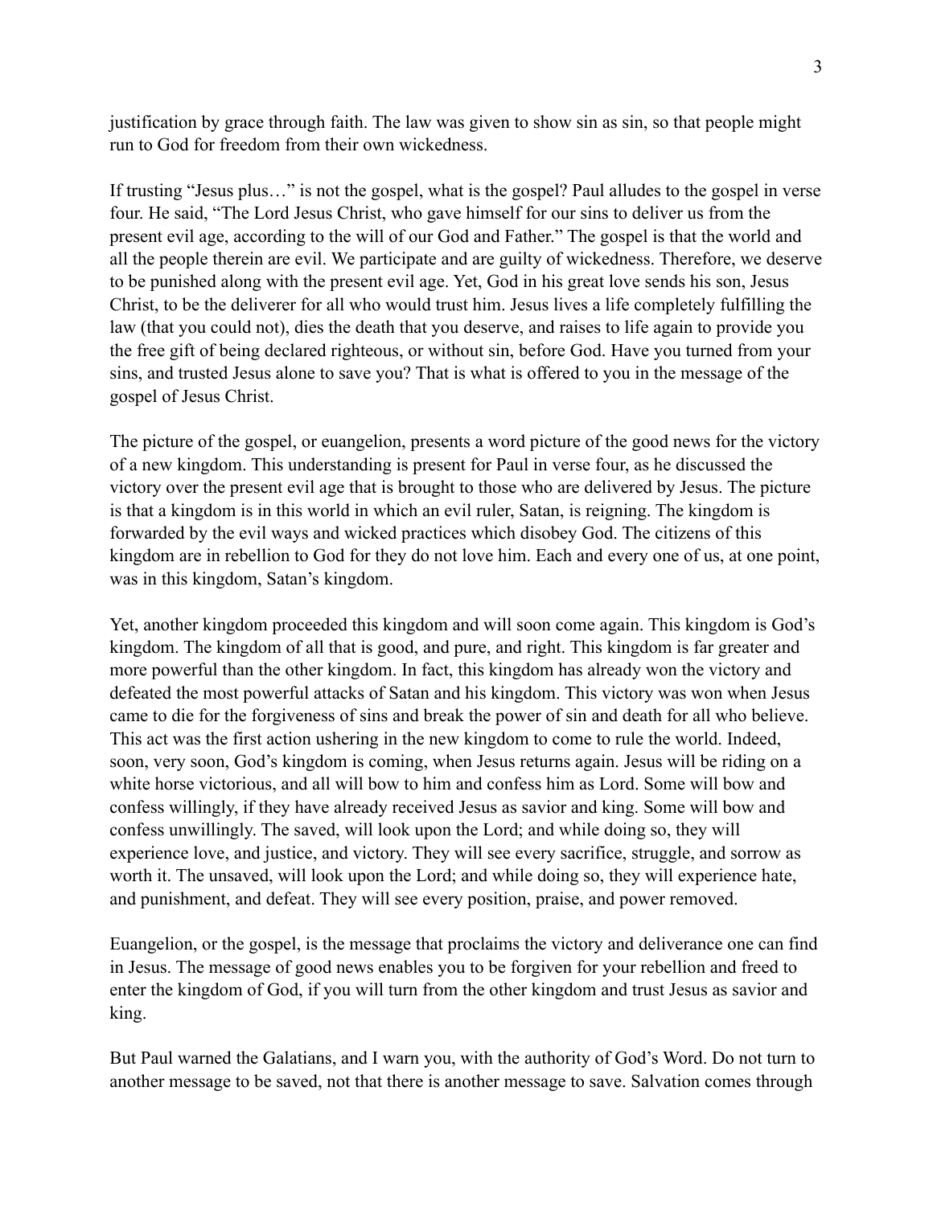justification by grace through faith. The law was given to show sin as sin, so that people might run to God for freedom from their own wickedness.

If trusting "Jesus plus…" is not the gospel, what is the gospel? Paul alludes to the gospel in verse four. He said, "The Lord Jesus Christ, who gave himself for our sins to deliver us from the present evil age, according to the will of our God and Father." The gospel is that the world and all the people therein are evil. We participate and are guilty of wickedness. Therefore, we deserve to be punished along with the present evil age. Yet, God in his great love sends his son, Jesus Christ, to be the deliverer for all who would trust him. Jesus lives a life completely fulfilling the law (that you could not), dies the death that you deserve, and raises to life again to provide you the free gift of being declared righteous, or without sin, before God. Have you turned from your sins, and trusted Jesus alone to save you? That is what is offered to you in the message of the gospel of Jesus Christ.

The picture of the gospel, or euangelion, presents a word picture of the good news for the victory of a new kingdom. This understanding is present for Paul in verse four, as he discussed the victory over the present evil age that is brought to those who are delivered by Jesus. The picture is that a kingdom is in this world in which an evil ruler, Satan, is reigning. The kingdom is forwarded by the evil ways and wicked practices which disobey God. The citizens of this kingdom are in rebellion to God for they do not love him. Each and every one of us, at one point, was in this kingdom, Satan's kingdom.

Yet, another kingdom proceeded this kingdom and will soon come again. This kingdom is God's kingdom. The kingdom of all that is good, and pure, and right. This kingdom is far greater and more powerful than the other kingdom. In fact, this kingdom has already won the victory and defeated the most powerful attacks of Satan and his kingdom. This victory was won when Jesus came to die for the forgiveness of sins and break the power of sin and death for all who believe. This act was the first action ushering in the new kingdom to come to rule the world. Indeed, soon, very soon, God's kingdom is coming, when Jesus returns again. Jesus will be riding on a white horse victorious, and all will bow to him and confess him as Lord. Some will bow and confess willingly, if they have already received Jesus as savior and king. Some will bow and confess unwillingly. The saved, will look upon the Lord; and while doing so, they will experience love, and justice, and victory. They will see every sacrifice, struggle, and sorrow as worth it. The unsaved, will look upon the Lord; and while doing so, they will experience hate, and punishment, and defeat. They will see every position, praise, and power removed.

Euangelion, or the gospel, is the message that proclaims the victory and deliverance one can find in Jesus. The message of good news enables you to be forgiven for your rebellion and freed to enter the kingdom of God, if you will turn from the other kingdom and trust Jesus as savior and king.

But Paul warned the Galatians, and I warn you, with the authority of God's Word. Do not turn to another message to be saved, not that there is another message to save. Salvation comes through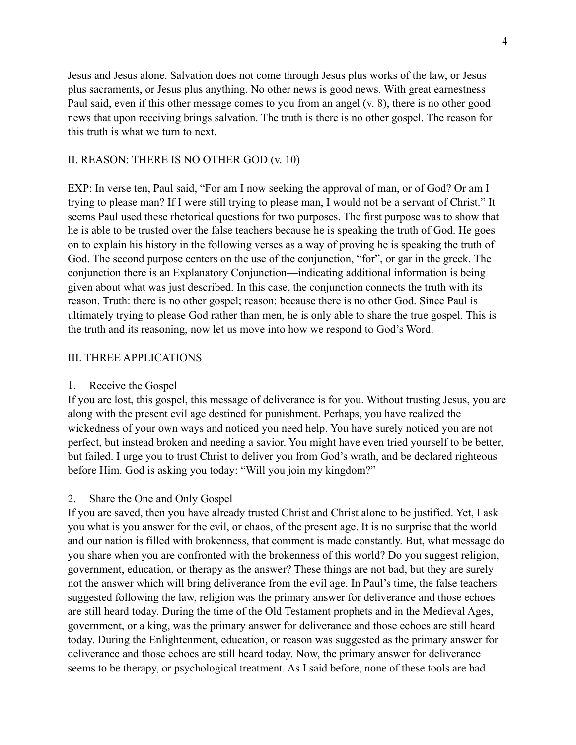Jesus and Jesus alone. Salvation does not come through Jesus plus works of the law, or Jesus plus sacraments, or Jesus plus anything. No other news is good news. With great earnestness Paul said, even if this other message comes to you from an angel (v. 8), there is no other good news that upon receiving brings salvation. The truth is there is no other gospel. The reason for this truth is what we turn to next.

## II. REASON: THERE IS NO OTHER GOD (v. 10)

EXP: In verse ten, Paul said, "For am I now seeking the approval of man, or of God? Or am I trying to please man? If I were still trying to please man, I would not be a servant of Christ." It seems Paul used these rhetorical questions for two purposes. The first purpose was to show that he is able to be trusted over the false teachers because he is speaking the truth of God. He goes on to explain his history in the following verses as a way of proving he is speaking the truth of God. The second purpose centers on the use of the conjunction, "for", or gar in the greek. The conjunction there is an Explanatory Conjunction—indicating additional information is being given about what was just described. In this case, the conjunction connects the truth with its reason. Truth: there is no other gospel; reason: because there is no other God. Since Paul is ultimately trying to please God rather than men, he is only able to share the true gospel. This is the truth and its reasoning, now let us move into how we respond to God's Word.

## III. THREE APPLICATIONS

1. Receive the Gospel

If you are lost, this gospel, this message of deliverance is for you. Without trusting Jesus, you are along with the present evil age destined for punishment. Perhaps, you have realized the wickedness of your own ways and noticed you need help. You have surely noticed you are not perfect, but instead broken and needing a savior. You might have even tried yourself to be better, but failed. I urge you to trust Christ to deliver you from God's wrath, and be declared righteous before Him. God is asking you today: "Will you join my kingdom?"

2. Share the One and Only Gospel

If you are saved, then you have already trusted Christ and Christ alone to be justified. Yet, I ask you what is you answer for the evil, or chaos, of the present age. It is no surprise that the world and our nation is filled with brokenness, that comment is made constantly. But, what message do you share when you are confronted with the brokenness of this world? Do you suggest religion, government, education, or therapy as the answer? These things are not bad, but they are surely not the answer which will bring deliverance from the evil age. In Paul's time, the false teachers suggested following the law, religion was the primary answer for deliverance and those echoes are still heard today. During the time of the Old Testament prophets and in the Medieval Ages, government, or a king, was the primary answer for deliverance and those echoes are still heard today. During the Enlightenment, education, or reason was suggested as the primary answer for deliverance and those echoes are still heard today. Now, the primary answer for deliverance seems to be therapy, or psychological treatment. As I said before, none of these tools are bad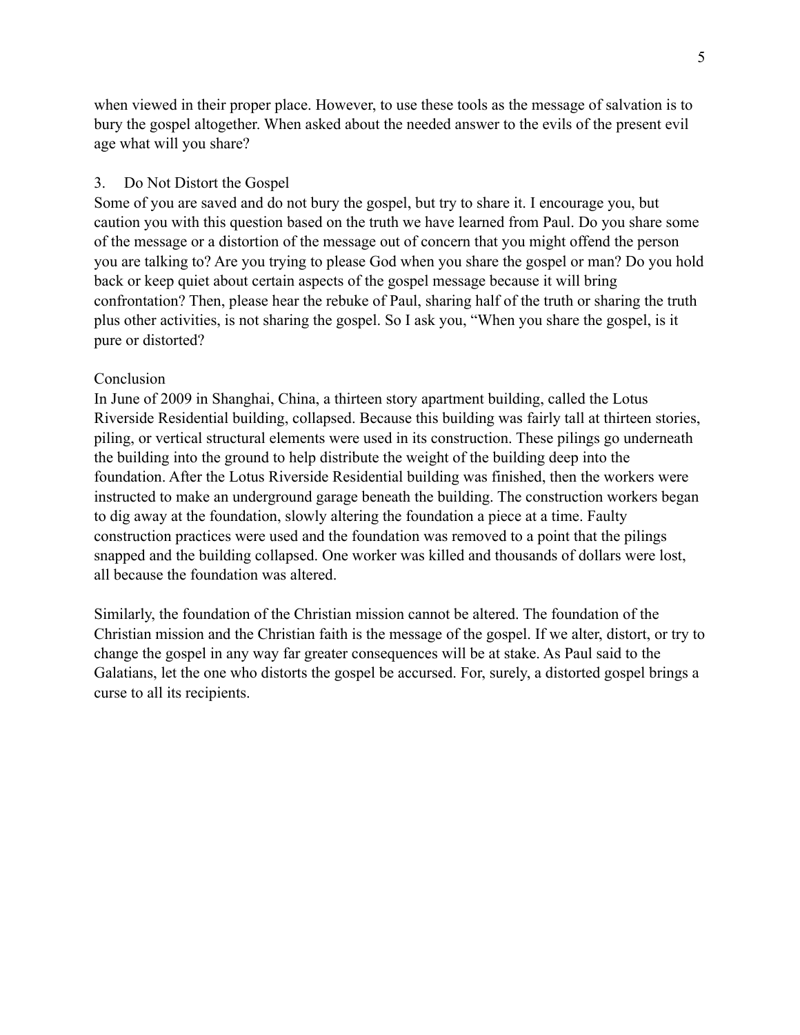when viewed in their proper place. However, to use these tools as the message of salvation is to bury the gospel altogether. When asked about the needed answer to the evils of the present evil age what will you share?

## 3. Do Not Distort the Gospel

Some of you are saved and do not bury the gospel, but try to share it. I encourage you, but caution you with this question based on the truth we have learned from Paul. Do you share some of the message or a distortion of the message out of concern that you might offend the person you are talking to? Are you trying to please God when you share the gospel or man? Do you hold back or keep quiet about certain aspects of the gospel message because it will bring confrontation? Then, please hear the rebuke of Paul, sharing half of the truth or sharing the truth plus other activities, is not sharing the gospel. So I ask you, "When you share the gospel, is it pure or distorted?

## Conclusion

In June of 2009 in Shanghai, China, a thirteen story apartment building, called the Lotus Riverside Residential building, collapsed. Because this building was fairly tall at thirteen stories, piling, or vertical structural elements were used in its construction. These pilings go underneath the building into the ground to help distribute the weight of the building deep into the foundation. After the Lotus Riverside Residential building was finished, then the workers were instructed to make an underground garage beneath the building. The construction workers began to dig away at the foundation, slowly altering the foundation a piece at a time. Faulty construction practices were used and the foundation was removed to a point that the pilings snapped and the building collapsed. One worker was killed and thousands of dollars were lost, all because the foundation was altered.

Similarly, the foundation of the Christian mission cannot be altered. The foundation of the Christian mission and the Christian faith is the message of the gospel. If we alter, distort, or try to change the gospel in any way far greater consequences will be at stake. As Paul said to the Galatians, let the one who distorts the gospel be accursed. For, surely, a distorted gospel brings a curse to all its recipients.